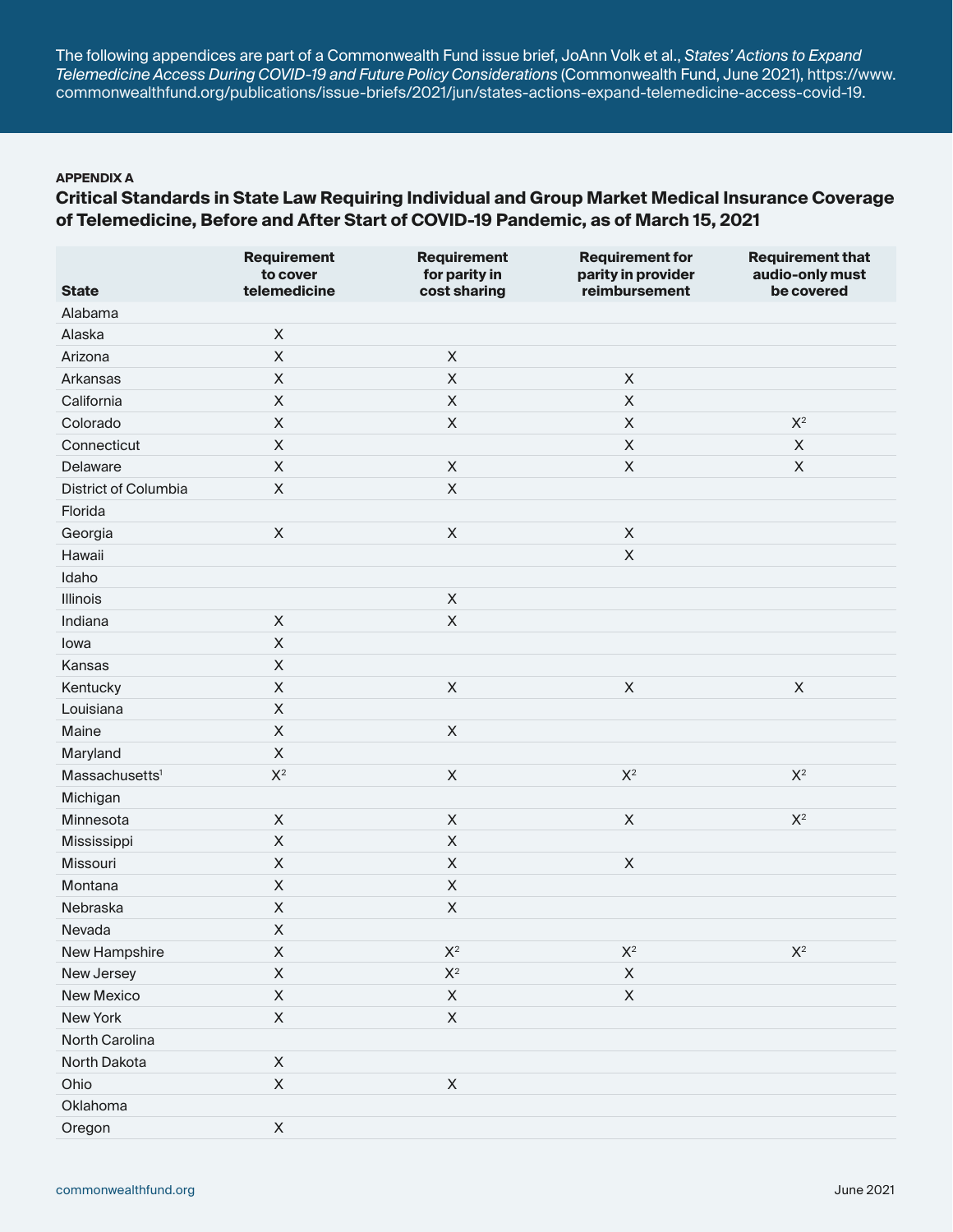The following appendices are part of a Commonwealth Fund issue brief, JoAnn Volk et al., *States' Actions to Expand Telemedicine Access During COVID-19 and Future Policy Considerations* (Commonwealth Fund, June 2021), https://www.commonwealthfund.org/publications/issue-briefs/2021/jun/states-actions-expand-telemedicine-access-covid-19.

**APPENDIX A**

## Critical Standards in State Law Requiring Individual and Group Market Medical Insurance Coverage of Telemedicine, Before and After Start of COVID-19 Pandemic, as of March 15, 2021

| State | Requirement to cover telemedicine | Requirement for parity in cost sharing | Requirement for parity in provider reimbursement | Requirement that audio-only must be covered |
|---|---|---|---|---|
| Alabama | | | | |
| Alaska | X | | | |
| Arizona | X | X | | |
| Arkansas | X | X | X | |
| California | X | X | X | |
| Colorado | X | X | X | X[2] |
| Connecticut | X | | X | X |
| Delaware | X | X | X | X |
| District of Columbia | X | X | | |
| Florida | | | | |
| Georgia | X | X | X | |
| Hawaii | | | X | |
| Idaho | | | | |
| Illinois | | X | | |
| Indiana | X | X | | |
| Iowa | X | | | |
| Kansas | X | | | |
| Kentucky | X | X | X | X |
| Louisiana | X | | | |
| Maine | X | X | | |
| Maryland | X | | | |
| Massachusetts[1] | X[2] | X | X[2] | X[2] |
| Michigan | | | | |
| Minnesota | X | X | X | X[2] |
| Mississippi | X | X | | |
| Missouri | X | X | X | |
| Montana | X | X | | |
| Nebraska | X | X | | |
| Nevada | X | | | |
| New Hampshire | X | X[2] | X[2] | X[2] |
| New Jersey | X | X[2] | X | |
| New Mexico | X | X | X | |
| New York | X | X | | |
| North Carolina | | | | |
| North Dakota | X | | | |
| Ohio | X | X | | |
| Oklahoma | | | | |
| Oregon | X | | | |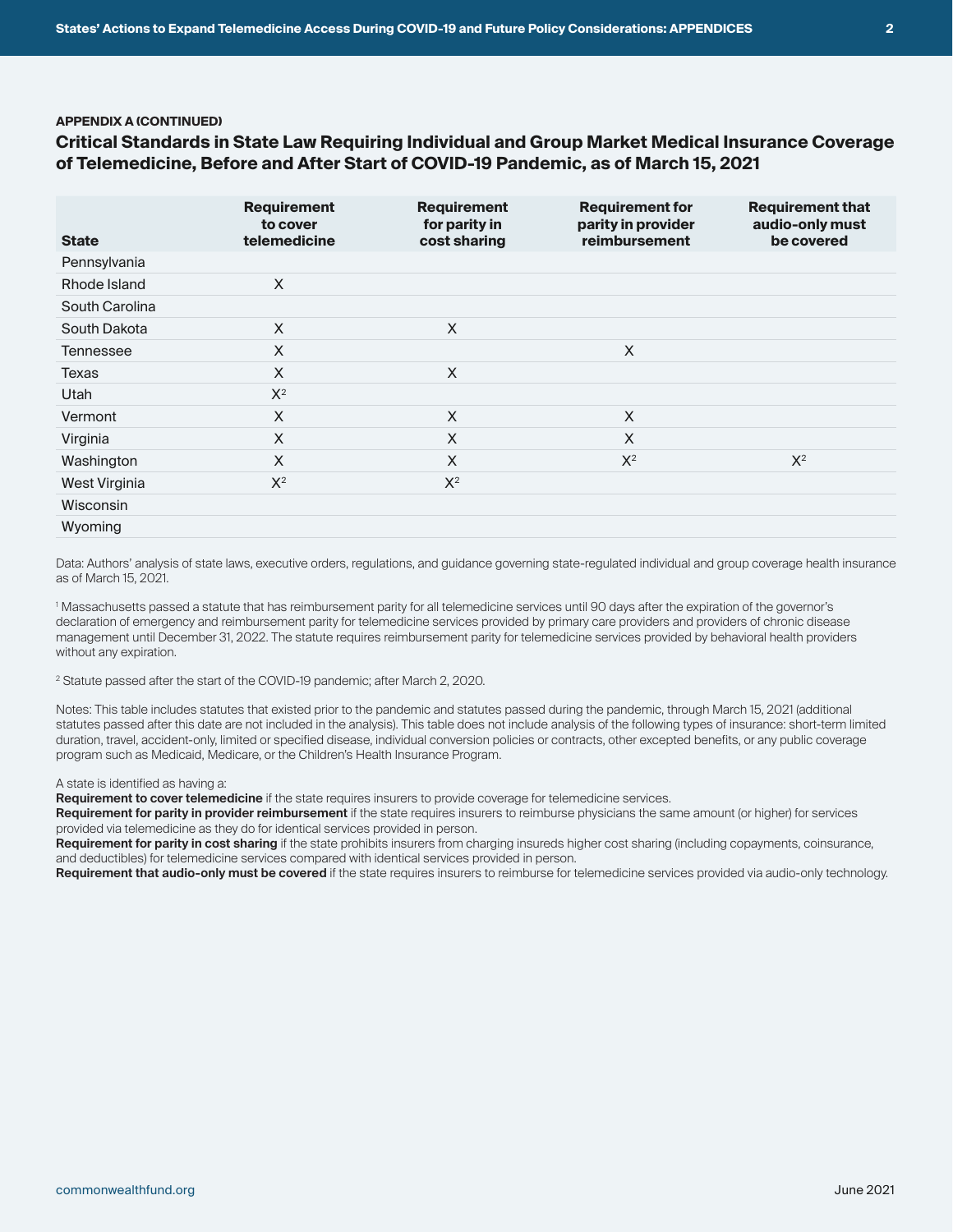**APPENDIX A (CONTINUED)**

## Critical Standards in State Law Requiring Individual and Group Market Medical Insurance Coverage of Telemedicine, Before and After Start of COVID-19 Pandemic, as of March 15, 2021

| State | Requirement to cover telemedicine | Requirement for parity in cost sharing | Requirement for parity in provider reimbursement | Requirement that audio-only must be covered |
|---|---|---|---|---|
| Pennsylvania | | | | |
| Rhode Island | X | | | |
| South Carolina | | | | |
| South Dakota | X | X | | |
| Tennessee | X | | X | |
| Texas | X | X | | |
| Utah | X[2] | | | |
| Vermont | X | X | X | |
| Virginia | X | X | X | |
| Washington | X | X | X[2] | X[2] |
| West Virginia | X[2] | X[2] | | |
| Wisconsin | | | | |
| Wyoming | | | | |

Data: Authors' analysis of state laws, executive orders, regulations, and guidance governing state-regulated individual and group coverage health insurance as of March 15, 2021.

[1] Massachusetts passed a statute that has reimbursement parity for all telemedicine services until 90 days after the expiration of the governor's declaration of emergency and reimbursement parity for telemedicine services provided by primary care providers and providers of chronic disease management until December 31, 2022. The statute requires reimbursement parity for telemedicine services provided by behavioral health providers without any expiration.

[2] Statute passed after the start of the COVID-19 pandemic; after March 2, 2020.

Notes: This table includes statutes that existed prior to the pandemic and statutes passed during the pandemic, through March 15, 2021 (additional statutes passed after this date are not included in the analysis). This table does not include analysis of the following types of insurance: short-term limited duration, travel, accident-only, limited or specified disease, individual conversion policies or contracts, other excepted benefits, or any public coverage program such as Medicaid, Medicare, or the Children's Health Insurance Program.

A state is identified as having a:

**Requirement to cover telemedicine** if the state requires insurers to provide coverage for telemedicine services.

**Requirement for parity in provider reimbursement** if the state requires insurers to reimburse physicians the same amount (or higher) for services provided via telemedicine as they do for identical services provided in person.

**Requirement for parity in cost sharing** if the state prohibits insurers from charging insureds higher cost sharing (including copayments, coinsurance, and deductibles) for telemedicine services compared with identical services provided in person.

**Requirement that audio-only must be covered** if the state requires insurers to reimburse for telemedicine services provided via audio-only technology.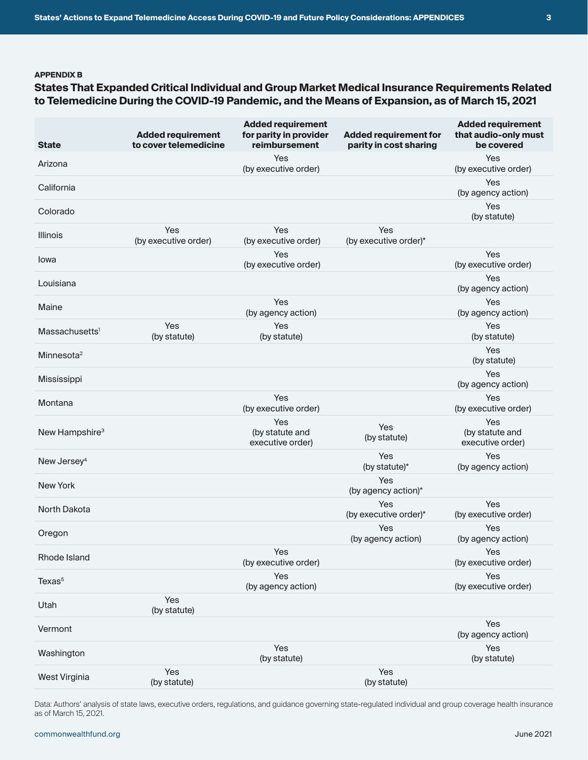### APPENDIX B

## States That Expanded Critical Individual and Group Market Medical Insurance Requirements Related to Telemedicine During the COVID-19 Pandemic, and the Means of Expansion, as of March 15, 2021

| State | Added requirement to cover telemedicine | Added requirement for parity in provider reimbursement | Added requirement for parity in cost sharing | Added requirement that audio-only must be covered |
|---|---|---|---|---|
| Arizona | | Yes (by executive order) | | Yes (by executive order) |
| California | | | | Yes (by agency action) |
| Colorado | | | | Yes (by statute) |
| Illinois | Yes (by executive order) | Yes (by executive order) | Yes (by executive order)* | |
| Iowa | | Yes (by executive order) | | Yes (by executive order) |
| Louisiana | | | | Yes (by agency action) |
| Maine | | Yes (by agency action) | | Yes (by agency action) |
| Massachusetts[1] | Yes (by statute) | Yes (by statute) | | Yes (by statute) |
| Minnesota[2] | | | | Yes (by statute) |
| Mississippi | | | | Yes (by agency action) |
| Montana | | Yes (by executive order) | | Yes (by executive order) |
| New Hampshire[3] | | Yes (by statute and executive order) | Yes (by statute) | Yes (by statute and executive order) |
| New Jersey[4] | | | Yes (by statute)* | Yes (by agency action) |
| New York | | | Yes (by agency action)* | |
| North Dakota | | | Yes (by executive order)* | Yes (by executive order) |
| Oregon | | | Yes (by agency action) | Yes (by agency action) |
| Rhode Island | | Yes (by executive order) | | Yes (by executive order) |
| Texas[5] | | Yes (by agency action) | | Yes (by executive order) |
| Utah | Yes (by statute) | | | |
| Vermont | | | | Yes (by agency action) |
| Washington | | Yes (by statute) | | Yes (by statute) |
| West Virginia | Yes (by statute) | | Yes (by statute) | |

Data: Authors' analysis of state laws, executive orders, regulations, and guidance governing state-regulated individual and group coverage health insurance as of March 15, 2021.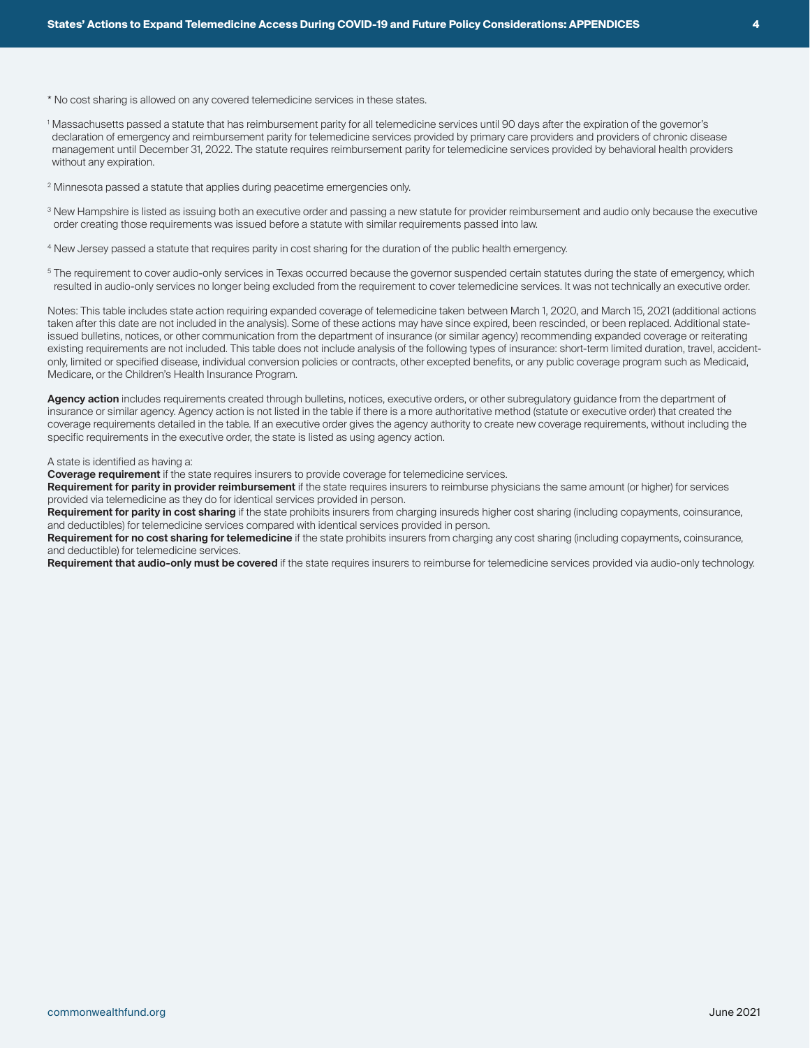* No cost sharing is allowed on any covered telemedicine services in these states.

[1] Massachusetts passed a statute that has reimbursement parity for all telemedicine services until 90 days after the expiration of the governor's declaration of emergency and reimbursement parity for telemedicine services provided by primary care providers and providers of chronic disease management until December 31, 2022. The statute requires reimbursement parity for telemedicine services provided by behavioral health providers without any expiration.

[2] Minnesota passed a statute that applies during peacetime emergencies only.

[3] New Hampshire is listed as issuing both an executive order and passing a new statute for provider reimbursement and audio only because the executive order creating those requirements was issued before a statute with similar requirements passed into law.

[4] New Jersey passed a statute that requires parity in cost sharing for the duration of the public health emergency.

[5] The requirement to cover audio-only services in Texas occurred because the governor suspended certain statutes during the state of emergency, which resulted in audio-only services no longer being excluded from the requirement to cover telemedicine services. It was not technically an executive order.

Notes: This table includes state action requiring expanded coverage of telemedicine taken between March 1, 2020, and March 15, 2021 (additional actions taken after this date are not included in the analysis). Some of these actions may have since expired, been rescinded, or been replaced. Additional state-issued bulletins, notices, or other communication from the department of insurance (or similar agency) recommending expanded coverage or reiterating existing requirements are not included. This table does not include analysis of the following types of insurance: short-term limited duration, travel, accident-only, limited or specified disease, individual conversion policies or contracts, other excepted benefits, or any public coverage program such as Medicaid, Medicare, or the Children's Health Insurance Program.

**Agency action** includes requirements created through bulletins, notices, executive orders, or other subregulatory guidance from the department of insurance or similar agency. Agency action is not listed in the table if there is a more authoritative method (statute or executive order) that created the coverage requirements detailed in the table. If an executive order gives the agency authority to create new coverage requirements, without including the specific requirements in the executive order, the state is listed as using agency action.

A state is identified as having a:

**Coverage requirement** if the state requires insurers to provide coverage for telemedicine services.

**Requirement for parity in provider reimbursement** if the state requires insurers to reimburse physicians the same amount (or higher) for services provided via telemedicine as they do for identical services provided in person.

**Requirement for parity in cost sharing** if the state prohibits insurers from charging insureds higher cost sharing (including copayments, coinsurance, and deductibles) for telemedicine services compared with identical services provided in person.

**Requirement for no cost sharing for telemedicine** if the state prohibits insurers from charging any cost sharing (including copayments, coinsurance, and deductible) for telemedicine services.

**Requirement that audio-only must be covered** if the state requires insurers to reimburse for telemedicine services provided via audio-only technology.